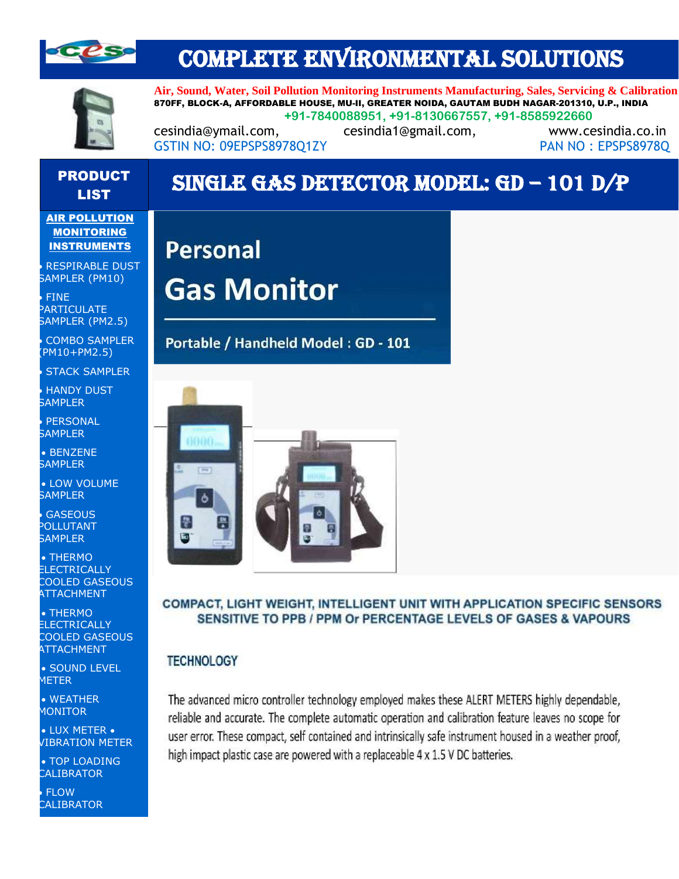# COMPLETE ENVIRONMENTAL SOLUTIONS

**Air, Sound, Water, Soil Pollution Monitoring Instruments Manufacturing, Sales, Servicing & Calibration**

**870FF, BLOCK-A, AFFORDABLE HOUSE, MU-II, GREATER NOIDA, GAUTAM BUDH NAGAR-201310, U.P., INDIA**

**+91-7840088951, +91-8130667557, +91-8585922660**

cesindia@ymail.com, cesindia1@gmail.com, www.cesindia.co.in

GSTIN NO: 09EPSPS8978Q1ZY PAN NO : EPSPS8978Q

## PRODUCT LIST

**AIR POLLUTION MONITORING INSTRUMENTS**

- RESPIRABLE DUST SAMPLER (PM10)
- FINE PARTICULATE SAMPLER (PM2.5)
- COMBO SAMPLER (PM10+PM2.5)
- STACK SAMPLER
- HANDY DUST SAMPLER
- PERSONAL SAMPLER
- BENZENE SAMPLER
- LOW VOLUME SAMPLER
- GASEOUS POLLUTANT SAMPLER
- THERMO ELECTRICALLY COOLED GASEOUS ATTACHMENT
- THERMO ELECTRICALLY COOLED GASEOUS ATTACHMENT
- SOUND LEVEL METER
- WEATHER MONITOR
- LUX METER • VIBRATION METER
- TOP LOADING CALIBRATOR
- FLOW CALIBRATOR

# SINGLE GAS DETECTOR MODEL: GD – 101 D/P

## Personal Gas Monitor

**Portable / Handheld Model : GD - 101**

**COMPACT, LIGHT WEIGHT, INTELLIGENT UNIT WITH APPLICATION SPECIFIC SENSORS SENSITIVE TO PPB / PPM Or PERCENTAGE LEVELS OF GASES & VAPOURS**

### TECHNOLOGY

The advanced micro controller technology employed makes these ALERT METERS highly dependable, reliable and accurate. The complete automatic operation and calibration feature leaves no scope for user error. These compact, self contained and intrinsically safe instrument housed in a weather proof, high impact plastic case are powered with a replaceable 4 x 1.5 V DC batteries.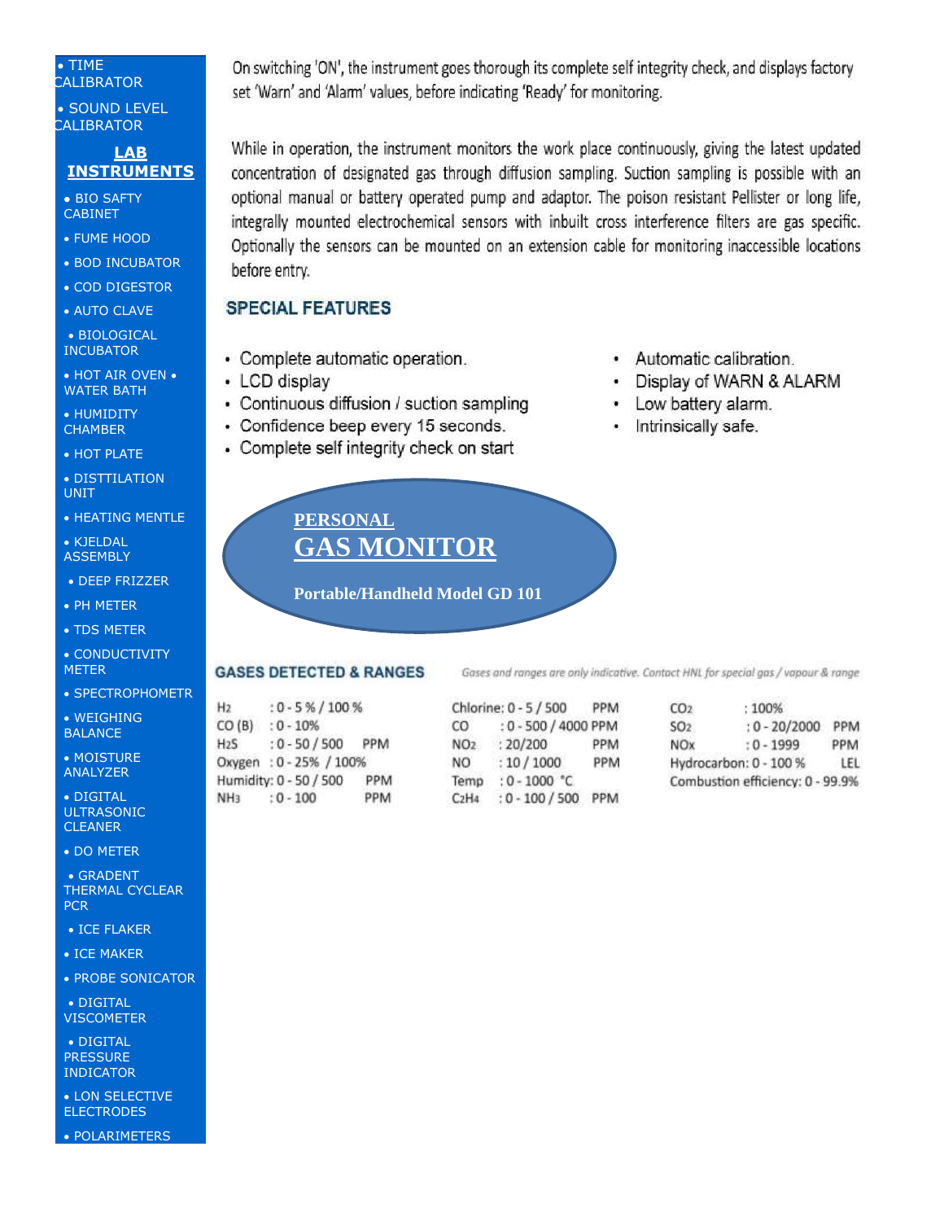- TIME CALIBRATOR
- SOUND LEVEL CALIBRATOR

**LAB INSTRUMENTS**

- BIO SAFTY CABINET
- FUME HOOD
- BOD INCUBATOR
- COD DIGESTOR
- AUTO CLAVE
- BIOLOGICAL INCUBATOR
- HOT AIR OVEN • WATER BATH
- HUMIDITY CHAMBER
- HOT PLATE
- DISTTILATION UNIT
- HEATING MENTLE
- KJELDAL ASSEMBLY
- DEEP FRIZZER
- PH METER
- TDS METER
- CONDUCTIVITY METER
- SPECTROPHOMETR
- WEIGHING BALANCE
- MOISTURE ANALYZER
- DIGITAL ULTRASONIC CLEANER
- DO METER
- GRADENT THERMAL CYCLEAR PCR
- ICE FLAKER
- ICE MAKER
- PROBE SONICATOR
- DIGITAL VISCOMETER
- DIGITAL PRESSURE INDICATOR
- LON SELECTIVE ELECTRODES
- POLARIMETERS

On switching 'ON', the instrument goes thorough its complete self integrity check, and displays factory set 'Warn' and 'Alarm' values, before indicating 'Ready' for monitoring.

While in operation, the instrument monitors the work place continuously, giving the latest updated concentration of designated gas through diffusion sampling. Suction sampling is possible with an optional manual or battery operated pump and adaptor. The poison resistant Pellister or long life, integrally mounted electrochemical sensors with inbuilt cross interference filters are gas specific. Optionally the sensors can be mounted on an extension cable for monitoring inaccessible locations before entry.

## SPECIAL FEATURES

- Complete automatic operation.
- LCD display
- Continuous diffusion / suction sampling
- Confidence beep every 15 seconds.
- Complete self integrity check on start
- Automatic calibration.
- Display of WARN & ALARM
- Low battery alarm.
- Intrinsically safe.

## PERSONAL GAS MONITOR

**Portable/Handheld Model GD 101**

## GASES DETECTED & RANGES

*Gases and ranges are only indicative. Contact HNL for special gas / vapour & range*

| Gas | Range | Unit | Gas | Range | Unit | Gas | Range | Unit |
|---|---|---|---|---|---|---|---|---|
| $H_2$ | : 0 - 5 % / 100 % | | Chlorine | : 0 - 5 / 500 | PPM | $CO_2$ | : 100% | |
| CO (B) | : 0 - 10% | | CO | : 0 - 500 / 4000 | PPM | $SO_2$ | : 0 - 20/2000 | PPM |
| $H_2S$ | : 0 - 50 / 500 | PPM | $NO_2$ | : 20/200 | PPM | NOx | : 0 - 1999 | PPM |
| Oxygen | : 0 - 25% / 100% | | NO | : 10 / 1000 | PPM | Hydrocarbon | : 0 - 100 % | LEL |
| Humidity | : 0 - 50 / 500 | PPM | Temp | : 0 - 1000 °C | | Combustion efficiency | : 0 - 99.9% | |
| $NH_3$ | : 0 - 100 | PPM | $C_2H_4$ | : 0 - 100 / 500 | PPM | | | |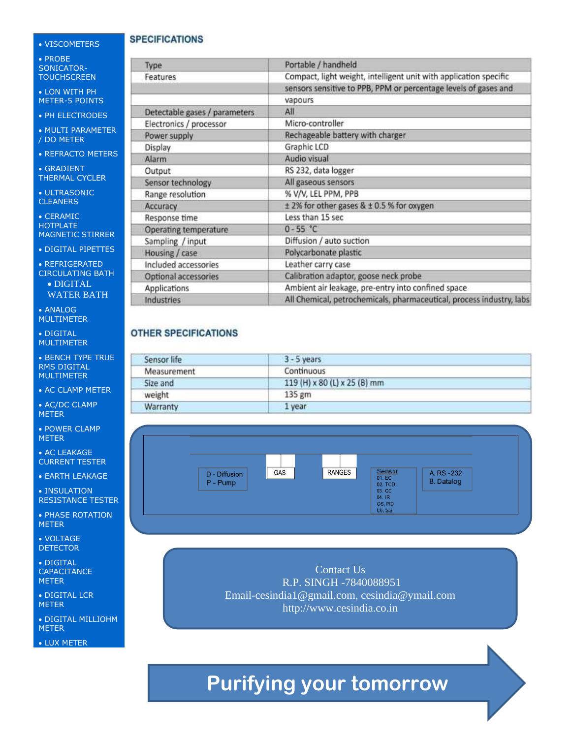- VISCOMETERS
- PROBE SONICATOR-TOUCHSCREEN
- LON WITH PH METER-5 POINTS
- PH ELECTRODES
- MULTI PARAMETER / DO METER
- REFRACTO METERS
- GRADIENT THERMAL CYCLER
- ULTRASONIC CLEANERS
- CERAMIC HOTPLATE MAGNETIC STIRRER
- DIGITAL PIPETTES
- REFRIGERATED CIRCULATING BATH
  - DIGITAL WATER BATH
- ANALOG MULTIMETER
- DIGITAL MULTIMETER
- BENCH TYPE TRUE RMS DIGITAL MULTIMETER
- AC CLAMP METER
- AC/DC CLAMP METER
- POWER CLAMP METER
- AC LEAKAGE CURRENT TESTER
- EARTH LEAKAGE
- INSULATION RESISTANCE TESTER
- PHASE ROTATION METER
- VOLTAGE DETECTOR
- DIGITAL CAPACITANCE METER
- DIGITAL LCR METER
- DIGITAL MILLIOHM METER
- LUX METER

## SPECIFICATIONS

| | |
|---|---|
| Type | Portable / handheld |
| Features | Compact, light weight, intelligent unit with application specific |
| | sensors sensitive to PPB, PPM or percentage levels of gases and |
| | vapours |
| Detectable gases / parameters | All |
| Electronics / processor | Micro-controller |
| Power supply | Rechageable battery with charger |
| Display | Graphic LCD |
| Alarm | Audio visual |
| Output | RS 232, data logger |
| Sensor technology | All gaseous sensors |
| Range resolution | % V/V, LEL PPM, PPB |
| Accuracy | ± 2% for other gases & ± 0.5 % for oxygen |
| Response time | Less than 15 sec |
| Operating temperature | 0 - 55 °C |
| Sampling / input | Diffusion / auto suction |
| Housing / case | Polycarbonate plastic |
| Included accessories | Leather carry case |
| Optional accessories | Calibration adaptor, goose neck probe |
| Applications | Ambient air leakage, pre-entry into confined space |
| Industries | All Chemical, petrochemicals, process industry, labs |

## OTHER SPECIFICATIONS

| | |
|---|---|
| Sensor life | 3 - 5 years |
| Measurement | Continuous |
| Size and | 119 (H) x 80 (L) x 25 (B) mm |
| weight | 135 gm |
| Warranty | 1 year |

D - Diffusion
P - Pump

GAS

RANGES

Sensor
01. EC
02. TCD
03. CC
04. IR
05. PID
06. SS

A. RS -232
B. Datalog

Contact Us
R.P. SINGH -7840088951
Email-cesindia1@gmail.com, cesindia@ymail.com
http://www.cesindia.co.in

Purifying your tomorrow